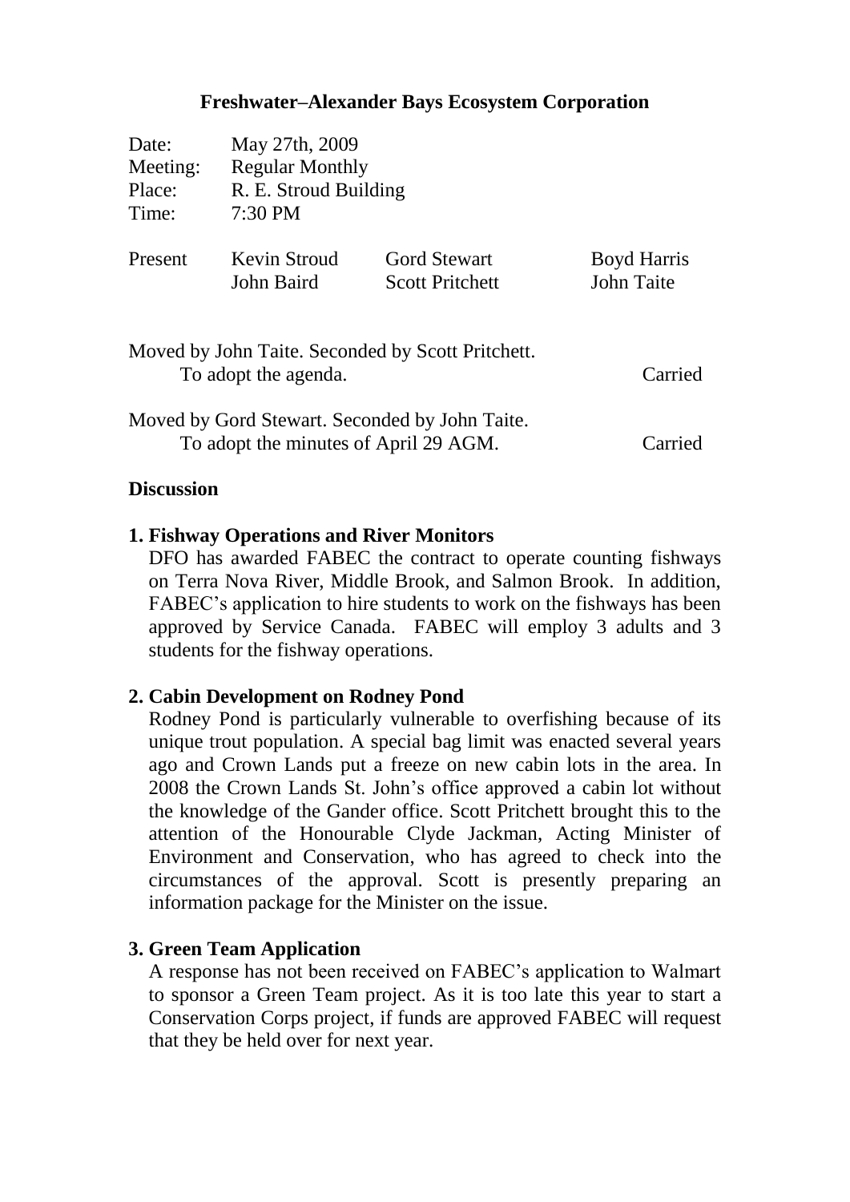# Freshwater–Alexander Bays Ecosystem Corporation

| | | | |
|---|---|---|---|
| Date: | May 27th, 2009 | | |
| Meeting: | Regular Monthly | | |
| Place: | R. E. Stroud Building | | |
| Time: | 7:30 PM | | |
| Present | Kevin Stroud | Gord Stewart | Boyd Harris |
| | John Baird | Scott Pritchett | John Taite |

Moved by John Taite. Seconded by Scott Pritchett.
To adopt the agenda. Carried

Moved by Gord Stewart. Seconded by John Taite.
To adopt the minutes of April 29 AGM. Carried

## Discussion

### 1. Fishway Operations and River Monitors

DFO has awarded FABEC the contract to operate counting fishways on Terra Nova River, Middle Brook, and Salmon Brook. In addition, FABEC's application to hire students to work on the fishways has been approved by Service Canada. FABEC will employ 3 adults and 3 students for the fishway operations.

### 2. Cabin Development on Rodney Pond

Rodney Pond is particularly vulnerable to overfishing because of its unique trout population. A special bag limit was enacted several years ago and Crown Lands put a freeze on new cabin lots in the area. In 2008 the Crown Lands St. John's office approved a cabin lot without the knowledge of the Gander office. Scott Pritchett brought this to the attention of the Honourable Clyde Jackman, Acting Minister of Environment and Conservation, who has agreed to check into the circumstances of the approval. Scott is presently preparing an information package for the Minister on the issue.

### 3. Green Team Application

A response has not been received on FABEC's application to Walmart to sponsor a Green Team project. As it is too late this year to start a Conservation Corps project, if funds are approved FABEC will request that they be held over for next year.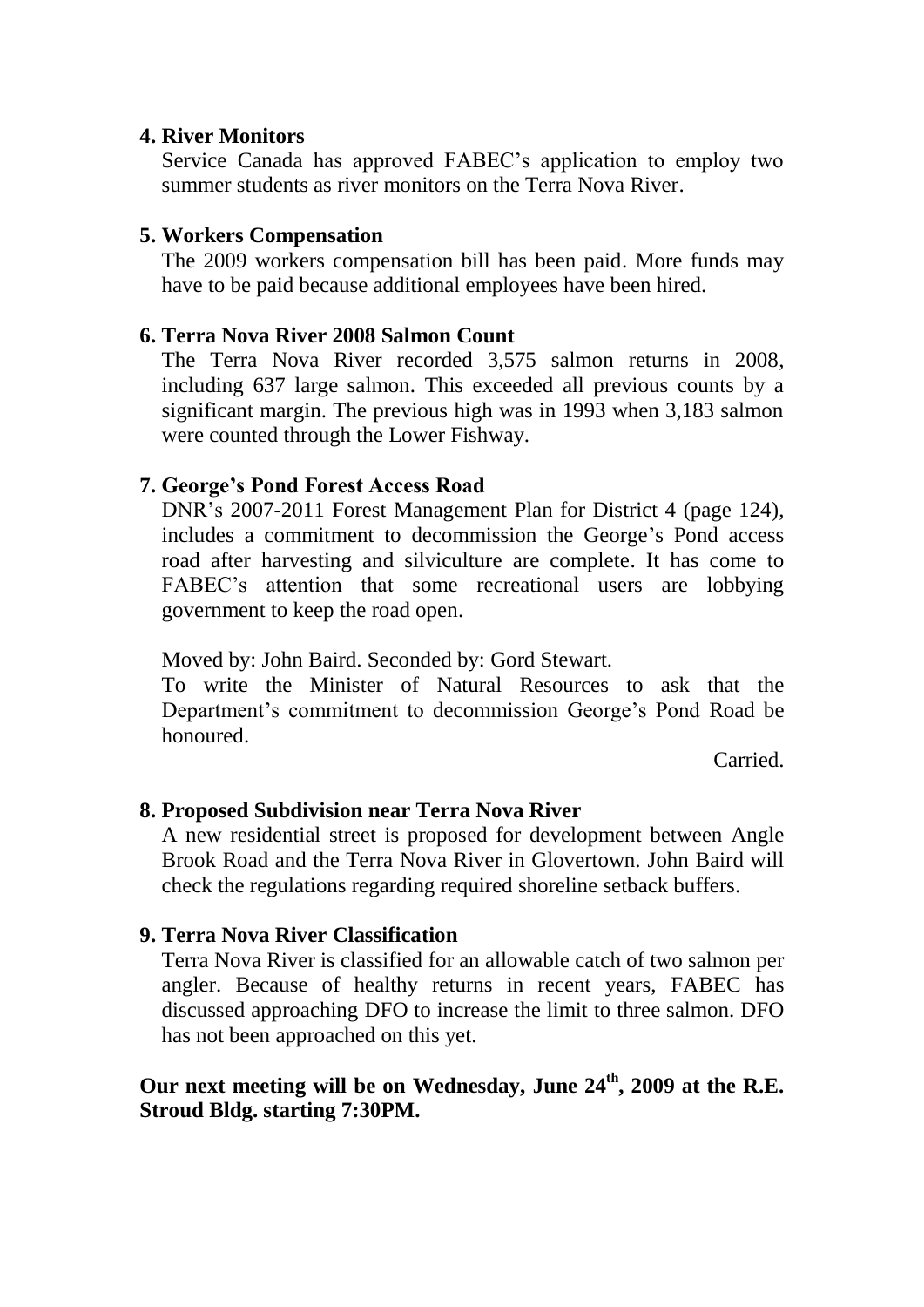**4. River Monitors**

Service Canada has approved FABEC's application to employ two summer students as river monitors on the Terra Nova River.

**5. Workers Compensation**

The 2009 workers compensation bill has been paid. More funds may have to be paid because additional employees have been hired.

**6. Terra Nova River 2008 Salmon Count**

The Terra Nova River recorded 3,575 salmon returns in 2008, including 637 large salmon. This exceeded all previous counts by a significant margin. The previous high was in 1993 when 3,183 salmon were counted through the Lower Fishway.

**7. George's Pond Forest Access Road**

DNR's 2007-2011 Forest Management Plan for District 4 (page 124), includes a commitment to decommission the George's Pond access road after harvesting and silviculture are complete. It has come to FABEC's attention that some recreational users are lobbying government to keep the road open.

Moved by: John Baird. Seconded by: Gord Stewart.
To write the Minister of Natural Resources to ask that the Department's commitment to decommission George's Pond Road be honoured.

Carried.

**8. Proposed Subdivision near Terra Nova River**

A new residential street is proposed for development between Angle Brook Road and the Terra Nova River in Glovertown. John Baird will check the regulations regarding required shoreline setback buffers.

**9. Terra Nova River Classification**

Terra Nova River is classified for an allowable catch of two salmon per angler. Because of healthy returns in recent years, FABEC has discussed approaching DFO to increase the limit to three salmon. DFO has not been approached on this yet.

**Our next meeting will be on Wednesday, June 24th, 2009 at the R.E. Stroud Bldg. starting 7:30PM.**